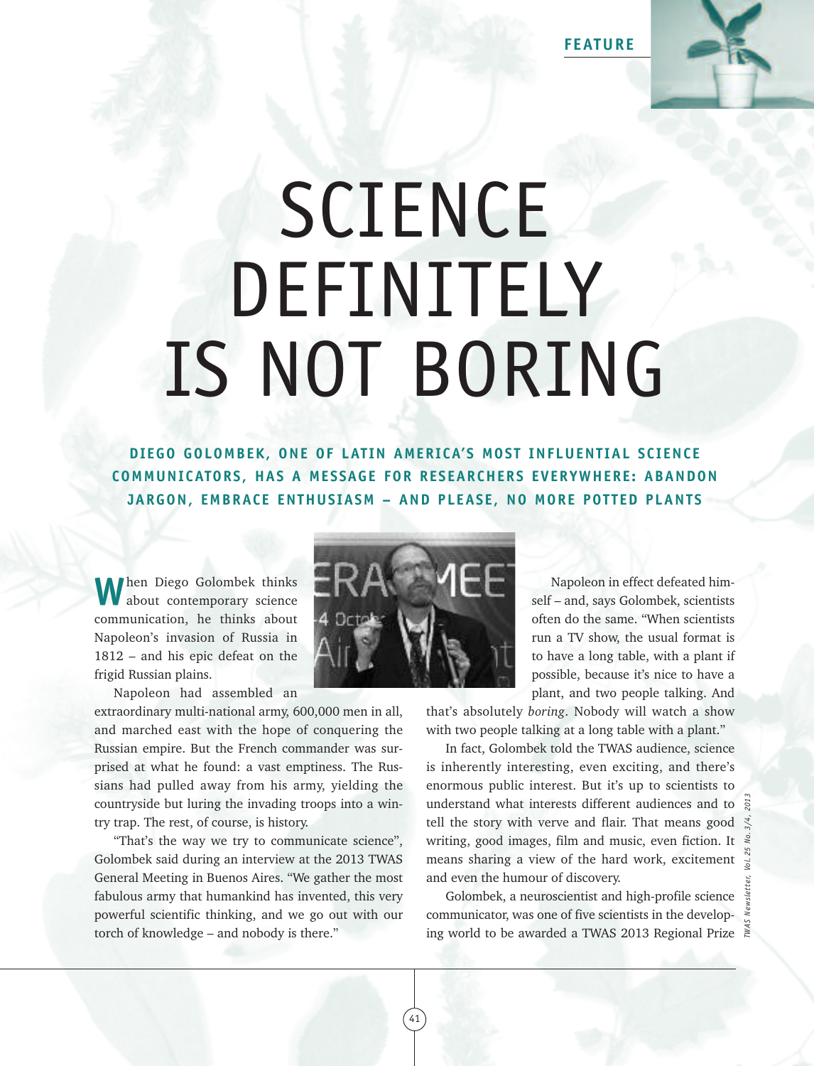# SCIENCE DEFINITELY IS NOT BORING

**DIEGO GOLOMBEK, ONE OF LATIN AMERICA'S MOST INFLUENTIAL SCIENCE COMMUNICATORS, HAS A MESSAGE FOR RESEARCHERS EVERYWHERE: ABANDON JARGON, EMBRACE ENTHUSIASM – AND PLEASE, NO MORE POTTED PLANTS**

When Diego Golombek thinks about contemporary science communication, he thinks about Napoleon's invasion of Russia in 1812 – and his epic defeat on the frigid Russian plains.

Napoleon had assembled an extraordinary multi-national army, 600,000 men in all, and marched east with the hope of conquering the Russian empire. But the French commander was surprised at what he found: a vast emptiness. The Russians had pulled away from his army, yielding the countryside but luring the invading troops into a wintry trap. The rest, of course, is history.

"That's the way we try to communicate science", Golombek said during an interview at the 2013 TWAS General Meeting in Buenos Aires. "We gather the most fabulous army that humankind has invented, this very powerful scientific thinking, and we go out with our torch of knowledge – and nobody is there."

Napoleon in effect defeated himself – and, says Golombek, scientists often do the same. "When scientists run a TV show, the usual format is to have a long table, with a plant if possible, because it's nice to have a plant, and two people talking. And that's absolutely *boring*. Nobody will watch a show with two people talking at a long table with a plant."

In fact, Golombek told the TWAS audience, science is inherently interesting, even exciting, and there's enormous public interest. But it's up to scientists to understand what interests different audiences and to tell the story with verve and flair. That means good writing, good images, film and music, even fiction. It means sharing a view of the hard work, excitement and even the humour of discovery.

Golombek, a neuroscientist and high-profile science communicator, was one of five scientists in the developing world to be awarded a TWAS 2013 Regional Prize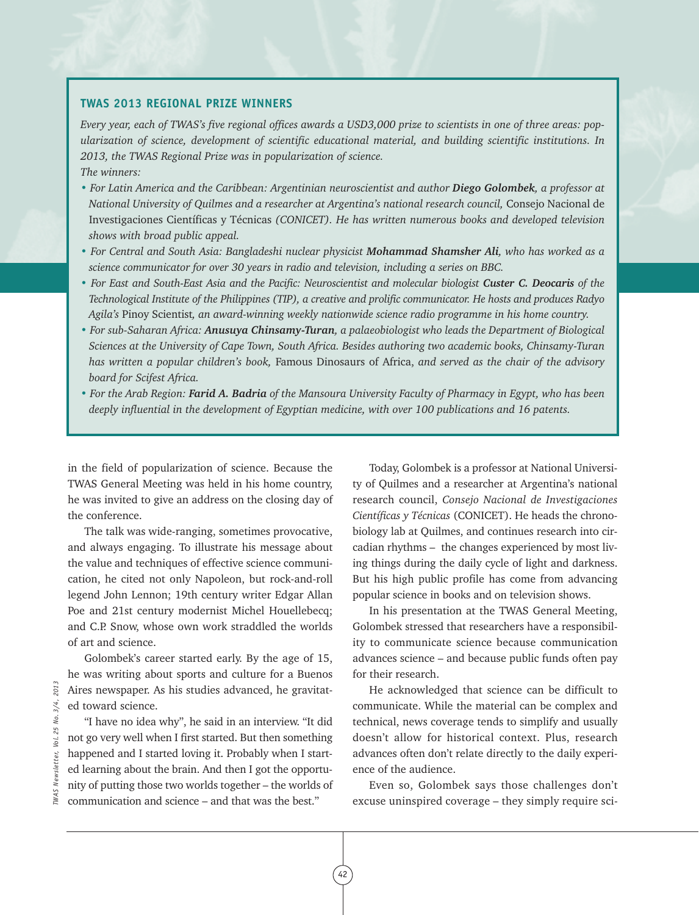### TWAS 2013 REGIONAL PRIZE WINNERS

*Every year, each of TWAS's five regional offices awards a USD3,000 prize to scientists in one of three areas: popularization of science, development of scientific educational material, and building scientific institutions. In 2013, the TWAS Regional Prize was in popularization of science.*

*The winners:*

- *For Latin America and the Caribbean: Argentinian neuroscientist and author **Diego Golombek**, a professor at National University of Quilmes and a researcher at Argentina's national research council,* Consejo Nacional de Investigaciones Científicas y Técnicas *(CONICET). He has written numerous books and developed television shows with broad public appeal.*
- *For Central and South Asia: Bangladeshi nuclear physicist **Mohammad Shamsher Ali**, who has worked as a science communicator for over 30 years in radio and television, including a series on BBC.*
- *For East and South-East Asia and the Pacific: Neuroscientist and molecular biologist **Custer C. Deocaris** of the Technological Institute of the Philippines (TIP), a creative and prolific communicator. He hosts and produces Radyo Agila's* Pinoy Scientist*, an award-winning weekly nationwide science radio programme in his home country.*
- *For sub-Saharan Africa: **Anusuya Chinsamy-Turan**, a palaeobiologist who leads the Department of Biological Sciences at the University of Cape Town, South Africa. Besides authoring two academic books, Chinsamy-Turan has written a popular children's book,* Famous Dinosaurs of Africa*, and served as the chair of the advisory board for Scifest Africa.*
- *For the Arab Region: **Farid A. Badria** of the Mansoura University Faculty of Pharmacy in Egypt, who has been deeply influential in the development of Egyptian medicine, with over 100 publications and 16 patents.*

in the field of popularization of science. Because the TWAS General Meeting was held in his home country, he was invited to give an address on the closing day of the conference.

The talk was wide-ranging, sometimes provocative, and always engaging. To illustrate his message about the value and techniques of effective science communication, he cited not only Napoleon, but rock-and-roll legend John Lennon; 19th century writer Edgar Allan Poe and 21st century modernist Michel Houellebecq; and C.P. Snow, whose own work straddled the worlds of art and science.

Golombek's career started early. By the age of 15, he was writing about sports and culture for a Buenos Aires newspaper. As his studies advanced, he gravitated toward science.

"I have no idea why", he said in an interview. "It did not go very well when I first started. But then something happened and I started loving it. Probably when I started learning about the brain. And then I got the opportunity of putting those two worlds together – the worlds of communication and science – and that was the best."

Today, Golombek is a professor at National University of Quilmes and a researcher at Argentina's national research council, *Consejo Nacional de Investigaciones Científicas y Técnicas* (CONICET). He heads the chronobiology lab at Quilmes, and continues research into circadian rhythms – the changes experienced by most living things during the daily cycle of light and darkness. But his high public profile has come from advancing popular science in books and on television shows.

In his presentation at the TWAS General Meeting, Golombek stressed that researchers have a responsibility to communicate science because communication advances science – and because public funds often pay for their research.

He acknowledged that science can be difficult to communicate. While the material can be complex and technical, news coverage tends to simplify and usually doesn't allow for historical context. Plus, research advances often don't relate directly to the daily experience of the audience.

Even so, Golombek says those challenges don't excuse uninspired coverage – they simply require sci-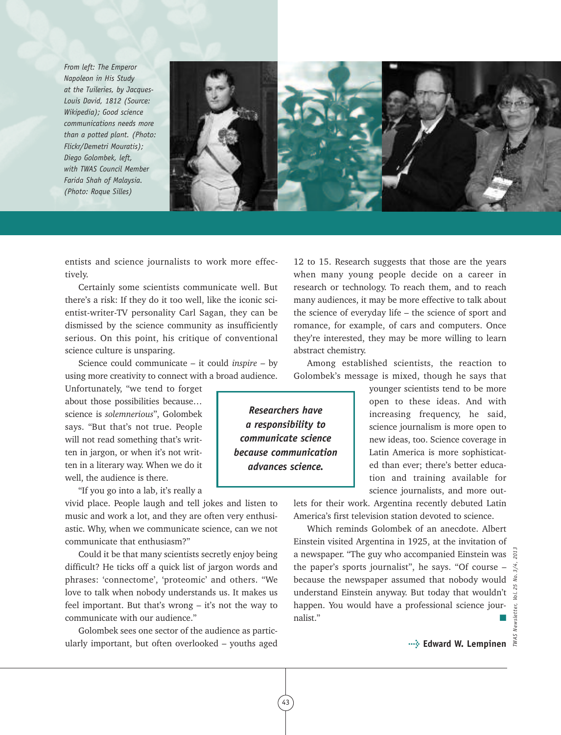From left: The Emperor Napoleon in His Study at the Tuileries, by Jacques-Louis David, 1812 (Source: Wikipedia); Good science communications needs more than a potted plant. (Photo: Flickr/Demetri Mouratis); Diego Golombek, left, with TWAS Council Member Farida Shah of Malaysia. (Photo: Roque Silles)

entists and science journalists to work more effectively.

Certainly some scientists communicate well. But there's a risk: If they do it too well, like the iconic scientist-writer-TV personality Carl Sagan, they can be dismissed by the science community as insufficiently serious. On this point, his critique of conventional science culture is unsparing.

Science could communicate – it could *inspire* – by using more creativity to connect with a broad audience. Unfortunately, "we tend to forget about those possibilities because… science is *solemnerious*", Golombek says. "But that's not true. People will not read something that's written in jargon, or when it's not written in a literary way. When we do it well, the audience is there.

"If you go into a lab, it's really a vivid place. People laugh and tell jokes and listen to music and work a lot, and they are often very enthusiastic. Why, when we communicate science, can we not communicate that enthusiasm?"

Could it be that many scientists secretly enjoy being difficult? He ticks off a quick list of jargon words and phrases: 'connectome', 'proteomic' and others. "We love to talk when nobody understands us. It makes us feel important. But that's wrong – it's not the way to communicate with our audience."

Golombek sees one sector of the audience as particularly important, but often overlooked – youths aged 12 to 15. Research suggests that those are the years when many young people decide on a career in research or technology. To reach them, and to reach many audiences, it may be more effective to talk about the science of everyday life – the science of sport and romance, for example, of cars and computers. Once they're interested, they may be more willing to learn abstract chemistry.

> ***Researchers have a responsibility to communicate science because communication advances science.***

Among established scientists, the reaction to Golombek's message is mixed, though he says that younger scientists tend to be more open to these ideas. And with increasing frequency, he said, science journalism is more open to new ideas, too. Science coverage in Latin America is more sophisticated than ever; there's better education and training available for science journalists, and more outlets for their work. Argentina recently debuted Latin America's first television station devoted to science.

Which reminds Golombek of an anecdote. Albert Einstein visited Argentina in 1925, at the invitation of a newspaper. "The guy who accompanied Einstein was the paper's sports journalist", he says. "Of course – because the newspaper assumed that nobody would understand Einstein anyway. But today that wouldn't happen. You would have a professional science journalist."

**Edward W. Lempinen**